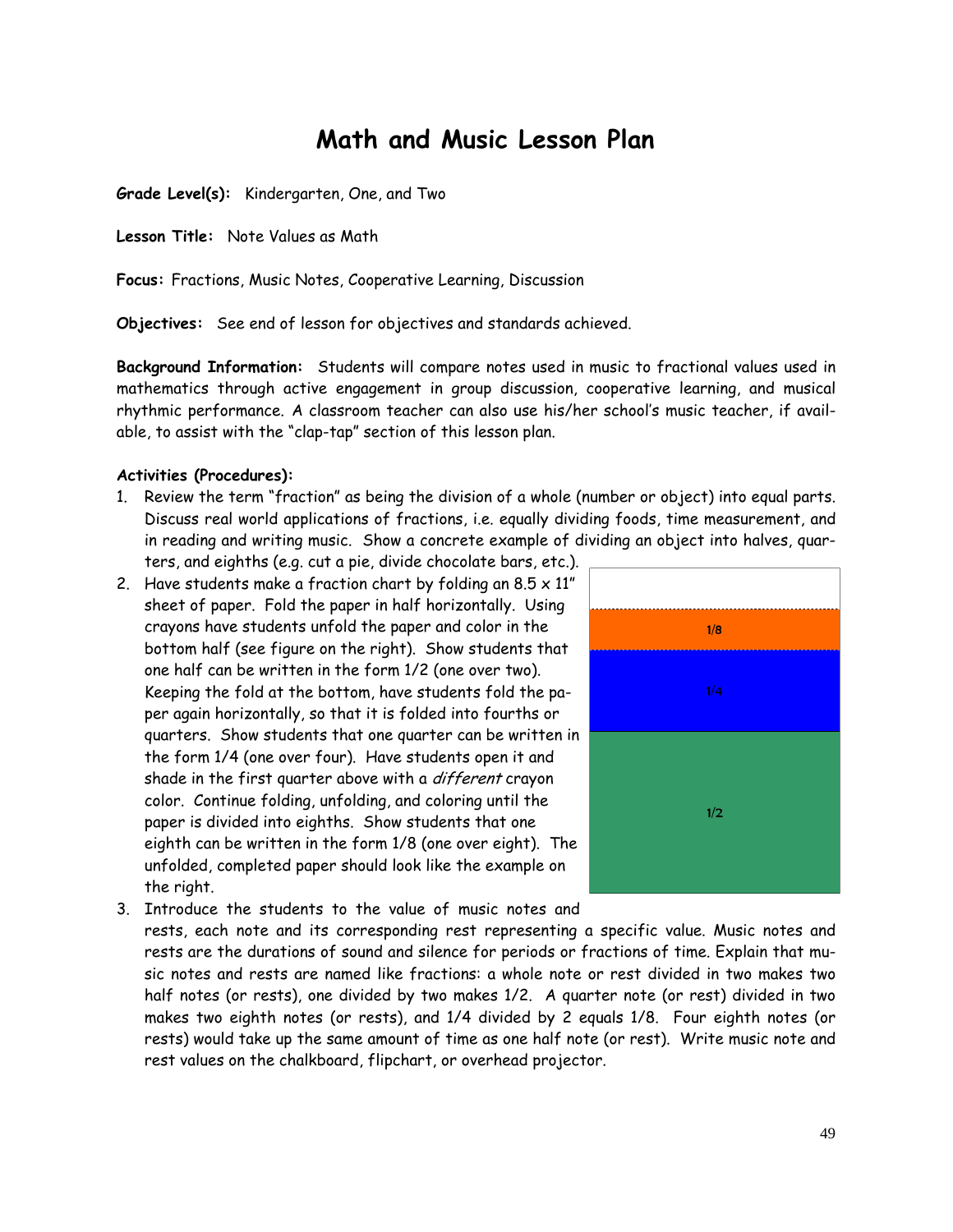# Math and Music Lesson Plan

**Grade Level(s):** Kindergarten, One, and Two

**Lesson Title:** Note Values as Math

**Focus:** Fractions, Music Notes, Cooperative Learning, Discussion

**Objectives:** See end of lesson for objectives and standards achieved.

**Background Information:** Students will compare notes used in music to fractional values used in mathematics through active engagement in group discussion, cooperative learning, and musical rhythmic performance. A classroom teacher can also use his/her school's music teacher, if available, to assist with the "clap-tap" section of this lesson plan.

**Activities (Procedures):**

1. Review the term "fraction" as being the division of a whole (number or object) into equal parts. Discuss real world applications of fractions, i.e. equally dividing foods, time measurement, and in reading and writing music. Show a concrete example of dividing an object into halves, quarters, and eighths (e.g. cut a pie, divide chocolate bars, etc.).
2. Have students make a fraction chart by folding an 8.5 x 11" sheet of paper. Fold the paper in half horizontally. Using crayons have students unfold the paper and color in the bottom half (see figure on the right). Show students that one half can be written in the form 1/2 (one over two). Keeping the fold at the bottom, have students fold the paper again horizontally, so that it is folded into fourths or quarters. Show students that one quarter can be written in the form 1/4 (one over four). Have students open it and shade in the first quarter above with a *different* crayon color. Continue folding, unfolding, and coloring until the paper is divided into eighths. Show students that one eighth can be written in the form 1/8 (one over eight). The unfolded, completed paper should look like the example on the right.

   1/8

   1/4

   1/2

3. Introduce the students to the value of music notes and rests, each note and its corresponding rest representing a specific value. Music notes and rests are the durations of sound and silence for periods or fractions of time. Explain that music notes and rests are named like fractions: a whole note or rest divided in two makes two half notes (or rests), one divided by two makes 1/2. A quarter note (or rest) divided in two makes two eighth notes (or rests), and 1/4 divided by 2 equals 1/8. Four eighth notes (or rests) would take up the same amount of time as one half note (or rest). Write music note and rest values on the chalkboard, flipchart, or overhead projector.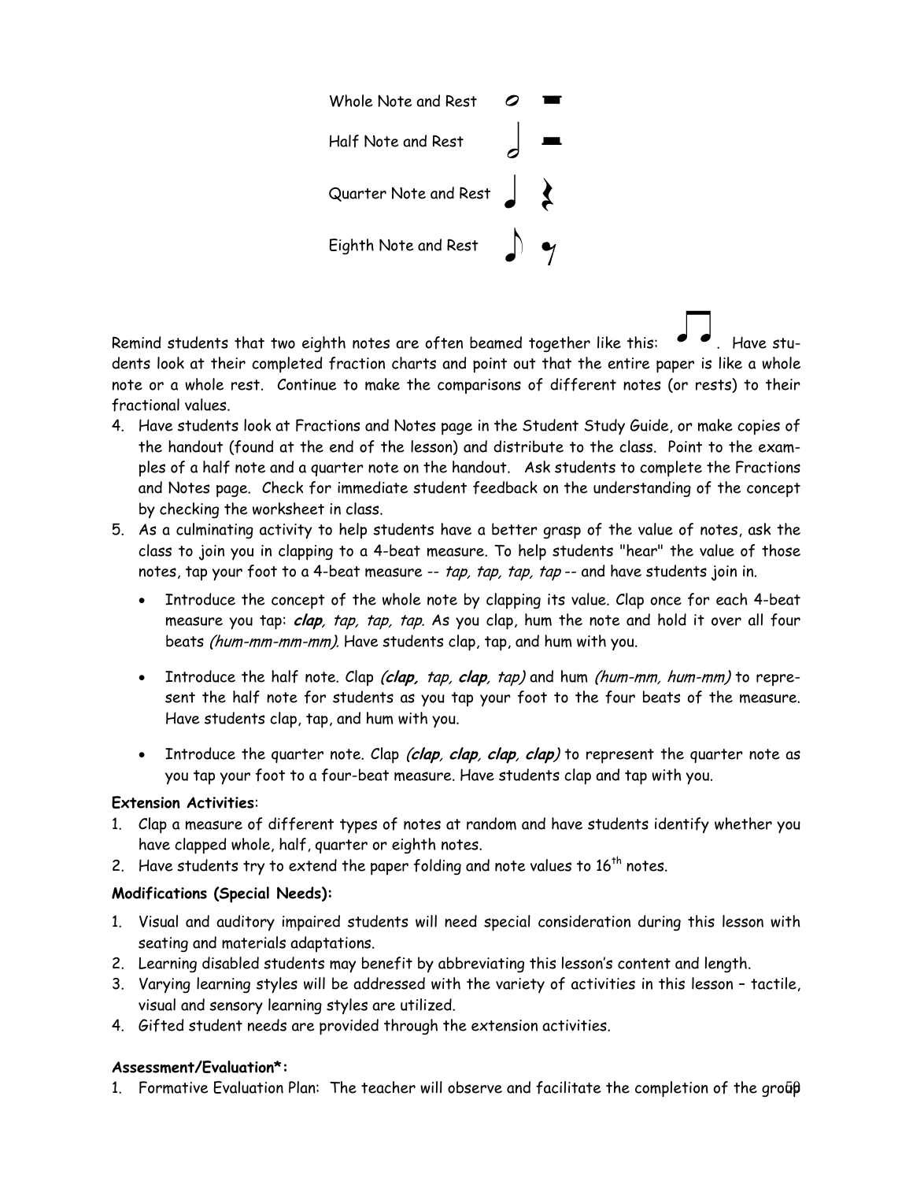Whole Note and Rest

Half Note and Rest

Quarter Note and Rest

Eighth Note and Rest

Remind students that two eighth notes are often beamed together like this: . Have students look at their completed fraction charts and point out that the entire paper is like a whole note or a whole rest. Continue to make the comparisons of different notes (or rests) to their fractional values.

4. Have students look at Fractions and Notes page in the Student Study Guide, or make copies of the handout (found at the end of the lesson) and distribute to the class. Point to the examples of a half note and a quarter note on the handout. Ask students to complete the Fractions and Notes page. Check for immediate student feedback on the understanding of the concept by checking the worksheet in class.
5. As a culminating activity to help students have a better grasp of the value of notes, ask the class to join you in clapping to a 4-beat measure. To help students "hear" the value of those notes, tap your foot to a 4-beat measure -- *tap, tap, tap, tap* -- and have students join in.
   - Introduce the concept of the whole note by clapping its value. Clap once for each 4-beat measure you tap: ***clap***, *tap, tap, tap.* As you clap, hum the note and hold it over all four beats *(hum-mm-mm-mm).* Have students clap, tap, and hum with you.
   - Introduce the half note. Clap ***(clap,*** *tap,* ***clap****, tap)* and hum *(hum-mm, hum-mm)* to represent the half note for students as you tap your foot to the four beats of the measure. Have students clap, tap, and hum with you.
   - Introduce the quarter note. Clap ***(clap, clap, clap, clap)*** to represent the quarter note as you tap your foot to a four-beat measure. Have students clap and tap with you.

**Extension Activities**:

1. Clap a measure of different types of notes at random and have students identify whether you have clapped whole, half, quarter or eighth notes.
2. Have students try to extend the paper folding and note values to 16th notes.

**Modifications (Special Needs):**

1. Visual and auditory impaired students will need special consideration during this lesson with seating and materials adaptations.
2. Learning disabled students may benefit by abbreviating this lesson's content and length.
3. Varying learning styles will be addressed with the variety of activities in this lesson – tactile, visual and sensory learning styles are utilized.
4. Gifted student needs are provided through the extension activities.

**Assessment/Evaluation*:**

1. Formative Evaluation Plan: The teacher will observe and facilitate the completion of the group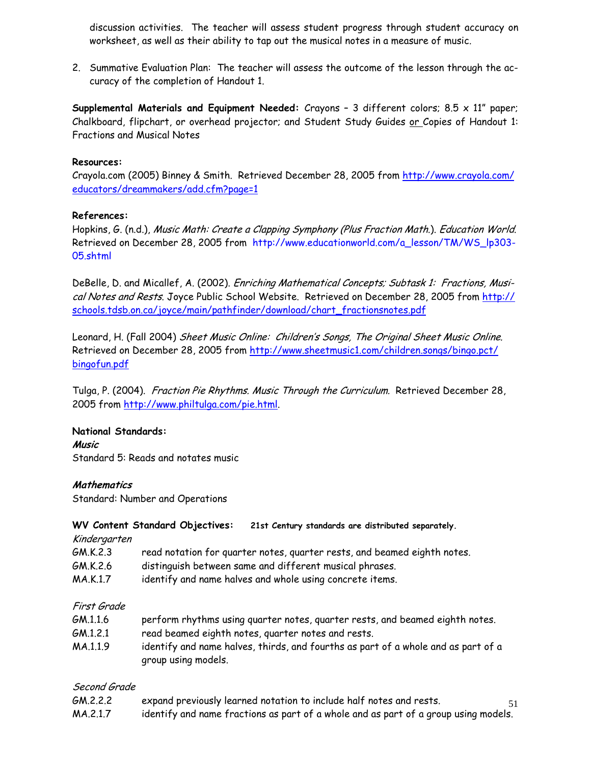discussion activities. The teacher will assess student progress through student accuracy on worksheet, as well as their ability to tap out the musical notes in a measure of music.

2. Summative Evaluation Plan: The teacher will assess the outcome of the lesson through the accuracy of the completion of Handout 1.

**Supplemental Materials and Equipment Needed:** Crayons – 3 different colors; 8.5 x 11" paper; Chalkboard, flipchart, or overhead projector; and Student Study Guides or Copies of Handout 1: Fractions and Musical Notes

**Resources:**
Crayola.com (2005) Binney & Smith. Retrieved December 28, 2005 from http://www.crayola.com/educators/dreammakers/add.cfm?page=1

**References:**
Hopkins, G. (n.d.), *Music Math: Create a Clapping Symphony (Plus Fraction Math.). Education World.* Retrieved on December 28, 2005 from http://www.educationworld.com/a_lesson/TM/WS_lp303-05.shtml

DeBelle, D. and Micallef, A. (2002). *Enriching Mathematical Concepts; Subtask 1: Fractions, Musical Notes and Rests.* Joyce Public School Website. Retrieved on December 28, 2005 from http://schools.tdsb.on.ca/joyce/main/pathfinder/download/chart_fractionsnotes.pdf

Leonard, H. (Fall 2004) *Sheet Music Online: Children's Songs, The Original Sheet Music Online.* Retrieved on December 28, 2005 from http://www.sheetmusic1.com/children.songs/bingo.pct/bingofun.pdf

Tulga, P. (2004). *Fraction Pie Rhythms. Music Through the Curriculum.* Retrieved December 28, 2005 from http://www.philtulga.com/pie.html.

**National Standards:**

***Music***

Standard 5: Reads and notates music

***Mathematics***

Standard: Number and Operations

**WV Content Standard Objectives:** **21st Century standards are distributed separately.**

*Kindergarten*

| | |
|---|---|
| GM.K.2.3 | read notation for quarter notes, quarter rests, and beamed eighth notes. |
| GM.K.2.6 | distinguish between same and different musical phrases. |
| MA.K.1.7 | identify and name halves and whole using concrete items. |

*First Grade*

| | |
|---|---|
| GM.1.1.6 | perform rhythms using quarter notes, quarter rests, and beamed eighth notes. |
| GM.1.2.1 | read beamed eighth notes, quarter notes and rests. |
| MA.1.1.9 | identify and name halves, thirds, and fourths as part of a whole and as part of a group using models. |

*Second Grade*

| | |
|---|---|
| GM.2.2.2 | expand previously learned notation to include half notes and rests. |
| MA.2.1.7 | identify and name fractions as part of a whole and as part of a group using models. |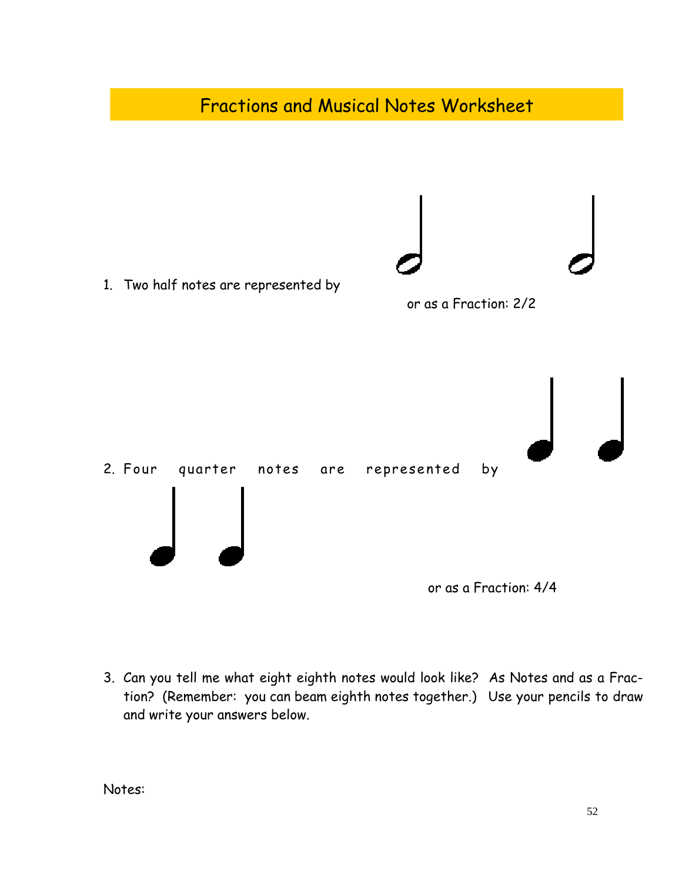# Fractions and Musical Notes Worksheet

1. Two half notes are represented by

   or as a Fraction: 2/2

2. Four quarter notes are represented by

   or as a Fraction: 4/4

3. Can you tell me what eight eighth notes would look like? As Notes and as a Fraction? (Remember: you can beam eighth notes together.) Use your pencils to draw and write your answers below.

Notes: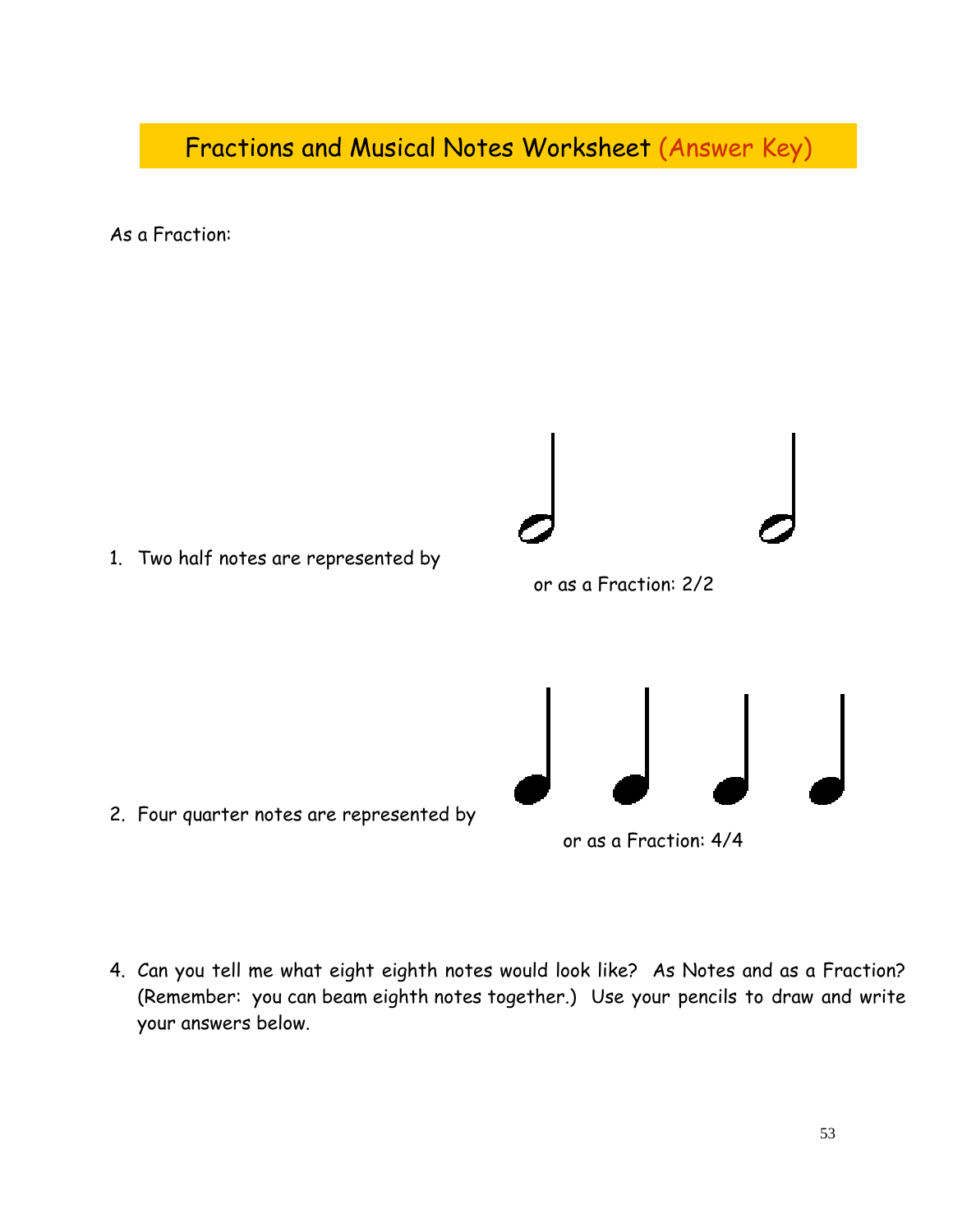# Fractions and Musical Notes Worksheet (Answer Key)

As a Fraction:

1. Two half notes are represented by

   or as a Fraction: 2/2

2. Four quarter notes are represented by

   or as a Fraction: 4/4

4. Can you tell me what eight eighth notes would look like? As Notes and as a Fraction? (Remember: you can beam eighth notes together.) Use your pencils to draw and write your answers below.